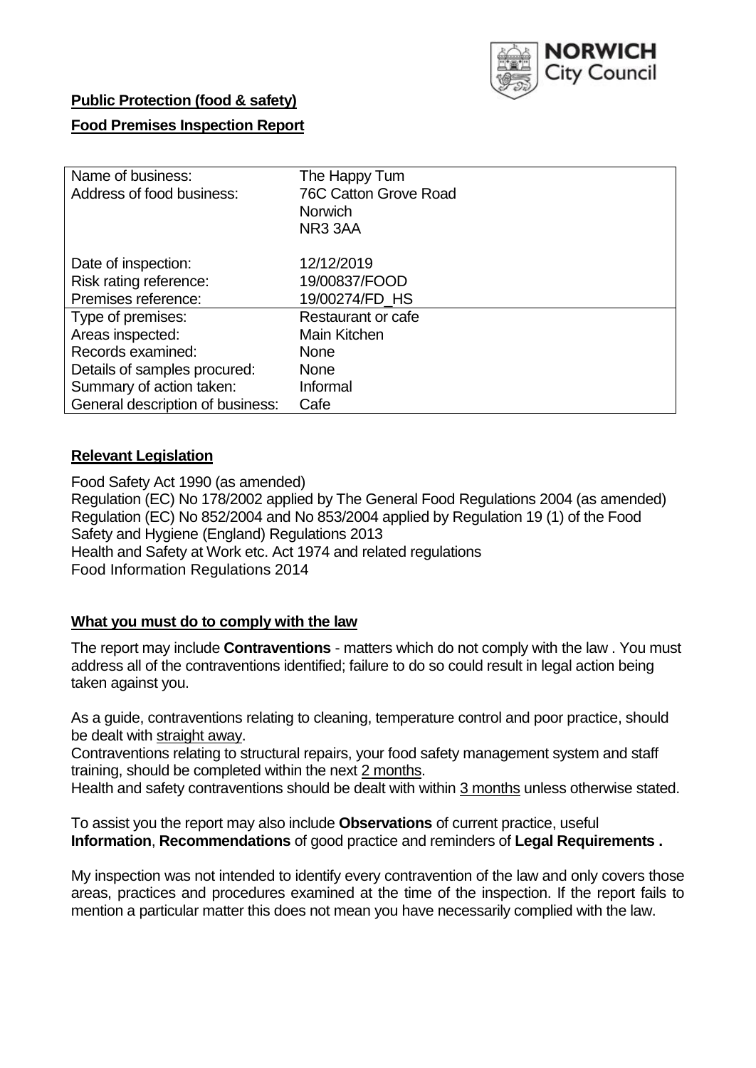**Public Protection (food & safety)**

**Food Premises Inspection Report**

| Name of business: | The Happy Tum |
|---|---|
| Address of food business: | 76C Catton Grove Road<br>Norwich<br>NR3 3AA |
| Date of inspection: | 12/12/2019 |
| Risk rating reference: | 19/00837/FOOD |
| Premises reference: | 19/00274/FD_HS |
| Type of premises: | Restaurant or cafe |
| Areas inspected: | Main Kitchen |
| Records examined: | None |
| Details of samples procured: | None |
| Summary of action taken: | Informal |
| General description of business: | Cafe |

## Relevant Legislation

Food Safety Act 1990 (as amended)
Regulation (EC) No 178/2002 applied by The General Food Regulations 2004 (as amended)
Regulation (EC) No 852/2004 and No 853/2004 applied by Regulation 19 (1) of the Food Safety and Hygiene (England) Regulations 2013
Health and Safety at Work etc. Act 1974 and related regulations
Food Information Regulations 2014

## What you must do to comply with the law

The report may include **Contraventions** - matters which do not comply with the law . You must address all of the contraventions identified; failure to do so could result in legal action being taken against you.

As a guide, contraventions relating to cleaning, temperature control and poor practice, should be dealt with straight away.
Contraventions relating to structural repairs, your food safety management system and staff training, should be completed within the next 2 months.
Health and safety contraventions should be dealt with within 3 months unless otherwise stated.

To assist you the report may also include **Observations** of current practice, useful **Information**, **Recommendations** of good practice and reminders of **Legal Requirements .**

My inspection was not intended to identify every contravention of the law and only covers those areas, practices and procedures examined at the time of the inspection. If the report fails to mention a particular matter this does not mean you have necessarily complied with the law.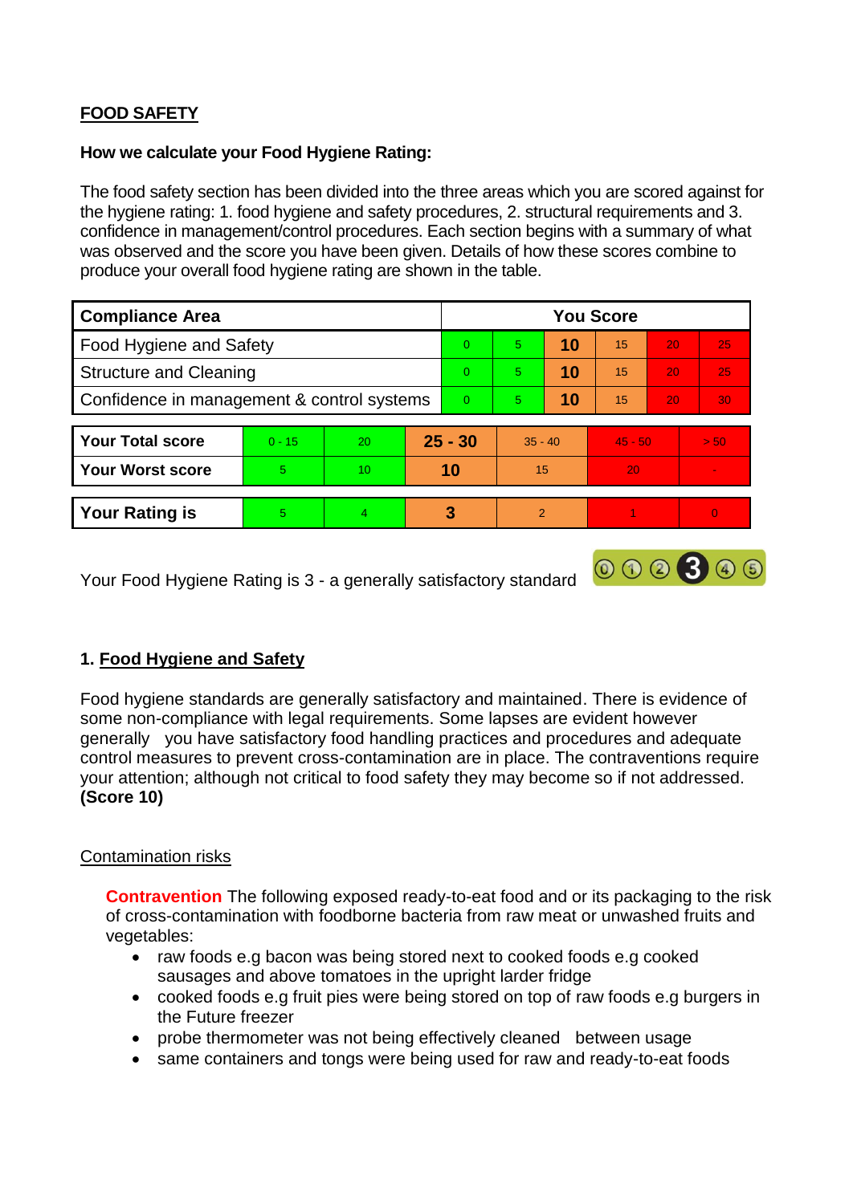## FOOD SAFETY

**How we calculate your Food Hygiene Rating:**

The food safety section has been divided into the three areas which you are scored against for the hygiene rating: 1. food hygiene and safety procedures, 2. structural requirements and 3. confidence in management/control procedures. Each section begins with a summary of what was observed and the score you have been given. Details of how these scores combine to produce your overall food hygiene rating are shown in the table.

| Compliance Area | You Score | | | | | |
|---|---|---|---|---|---|---|
| Food Hygiene and Safety | 0 | 5 | **10** | 15 | 20 | 25 |
| Structure and Cleaning | 0 | 5 | **10** | 15 | 20 | 25 |
| Confidence in management & control systems | 0 | 5 | **10** | 15 | 20 | 30 |

| | | | | | | |
|---|---|---|---|---|---|---|
| **Your Total score** | 0 - 15 | 20 | **25 - 30** | 35 - 40 | 45 - 50 | > 50 |
| **Your Worst score** | 5 | 10 | **10** | 15 | 20 | - |

| | | | | | | |
|---|---|---|---|---|---|---|
| **Your Rating is** | 5 | 4 | **3** | 2 | 1 | 0 |

Your Food Hygiene Rating is 3 - a generally satisfactory standard

### 1. Food Hygiene and Safety

Food hygiene standards are generally satisfactory and maintained. There is evidence of some non-compliance with legal requirements. Some lapses are evident however generally you have satisfactory food handling practices and procedures and adequate control measures to prevent cross-contamination are in place. The contraventions require your attention; although not critical to food safety they may become so if not addressed. **(Score 10)**

Contamination risks

**Contravention** The following exposed ready-to-eat food and or its packaging to the risk of cross-contamination with foodborne bacteria from raw meat or unwashed fruits and vegetables:

- raw foods e.g bacon was being stored next to cooked foods e.g cooked sausages and above tomatoes in the upright larder fridge
- cooked foods e.g fruit pies were being stored on top of raw foods e.g burgers in the Future freezer
- probe thermometer was not being effectively cleaned between usage
- same containers and tongs were being used for raw and ready-to-eat foods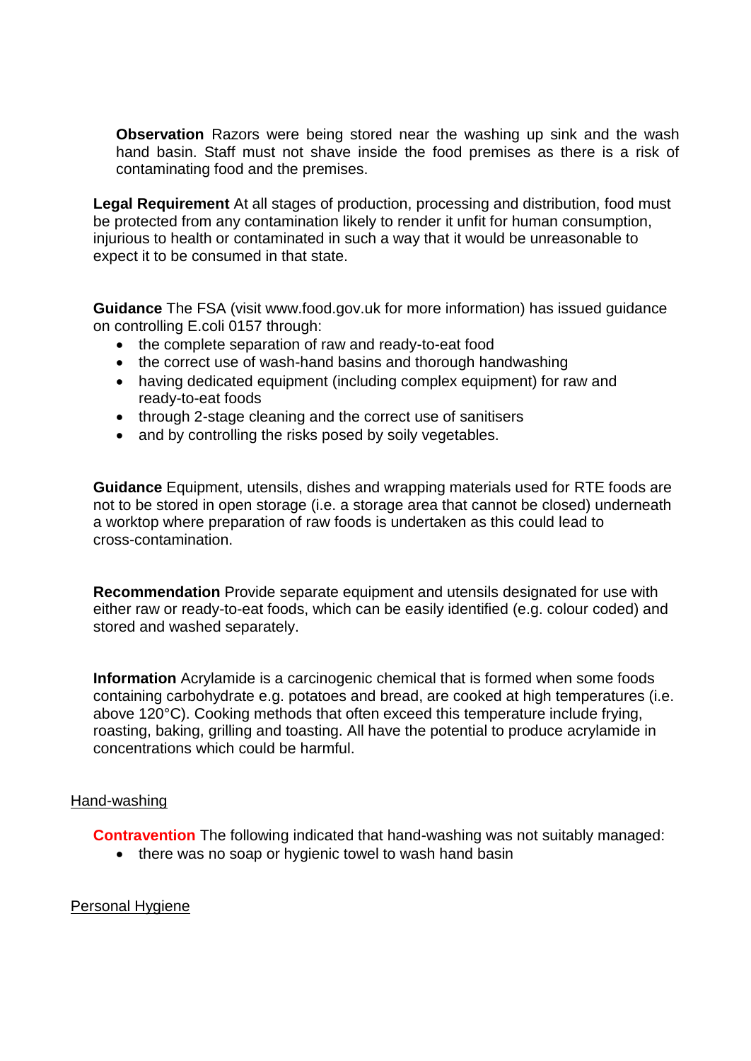**Observation** Razors were being stored near the washing up sink and the wash hand basin. Staff must not shave inside the food premises as there is a risk of contaminating food and the premises.

**Legal Requirement** At all stages of production, processing and distribution, food must be protected from any contamination likely to render it unfit for human consumption, injurious to health or contaminated in such a way that it would be unreasonable to expect it to be consumed in that state.

**Guidance** The FSA (visit www.food.gov.uk for more information) has issued guidance on controlling E.coli 0157 through:

- the complete separation of raw and ready-to-eat food
- the correct use of wash-hand basins and thorough handwashing
- having dedicated equipment (including complex equipment) for raw and ready-to-eat foods
- through 2-stage cleaning and the correct use of sanitisers
- and by controlling the risks posed by soily vegetables.

**Guidance** Equipment, utensils, dishes and wrapping materials used for RTE foods are not to be stored in open storage (i.e. a storage area that cannot be closed) underneath a worktop where preparation of raw foods is undertaken as this could lead to cross-contamination.

**Recommendation** Provide separate equipment and utensils designated for use with either raw or ready-to-eat foods, which can be easily identified (e.g. colour coded) and stored and washed separately.

**Information** Acrylamide is a carcinogenic chemical that is formed when some foods containing carbohydrate e.g. potatoes and bread, are cooked at high temperatures (i.e. above 120°C). Cooking methods that often exceed this temperature include frying, roasting, baking, grilling and toasting. All have the potential to produce acrylamide in concentrations which could be harmful.

## Hand-washing

**Contravention** The following indicated that hand-washing was not suitably managed:

- there was no soap or hygienic towel to wash hand basin

## Personal Hygiene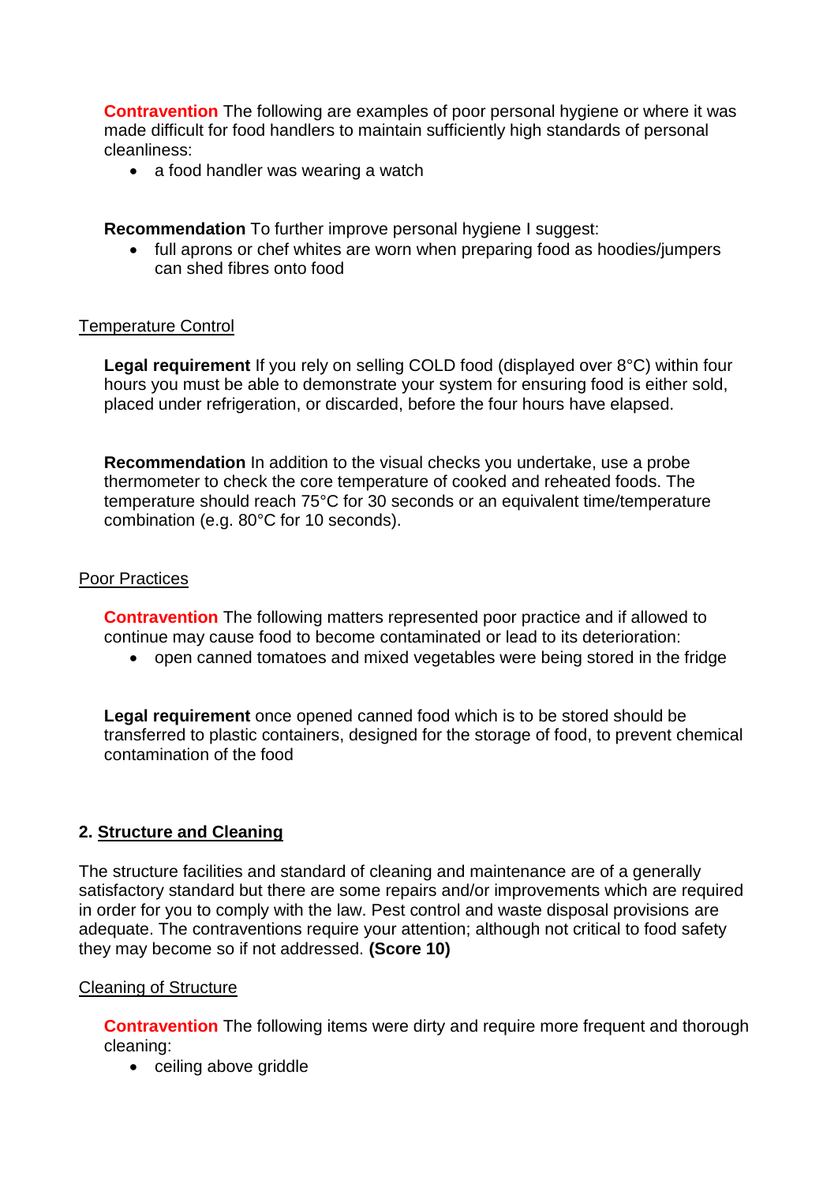**Contravention** The following are examples of poor personal hygiene or where it was made difficult for food handlers to maintain sufficiently high standards of personal cleanliness:

- a food handler was wearing a watch

**Recommendation** To further improve personal hygiene I suggest:

- full aprons or chef whites are worn when preparing food as hoodies/jumpers can shed fibres onto food

Temperature Control

**Legal requirement** If you rely on selling COLD food (displayed over 8°C) within four hours you must be able to demonstrate your system for ensuring food is either sold, placed under refrigeration, or discarded, before the four hours have elapsed.

**Recommendation** In addition to the visual checks you undertake, use a probe thermometer to check the core temperature of cooked and reheated foods. The temperature should reach 75°C for 30 seconds or an equivalent time/temperature combination (e.g. 80°C for 10 seconds).

Poor Practices

**Contravention** The following matters represented poor practice and if allowed to continue may cause food to become contaminated or lead to its deterioration:

- open canned tomatoes and mixed vegetables were being stored in the fridge

**Legal requirement** once opened canned food which is to be stored should be transferred to plastic containers, designed for the storage of food, to prevent chemical contamination of the food

## 2. Structure and Cleaning

The structure facilities and standard of cleaning and maintenance are of a generally satisfactory standard but there are some repairs and/or improvements which are required in order for you to comply with the law. Pest control and waste disposal provisions are adequate. The contraventions require your attention; although not critical to food safety they may become so if not addressed. **(Score 10)**

Cleaning of Structure

**Contravention** The following items were dirty and require more frequent and thorough cleaning:

- ceiling above griddle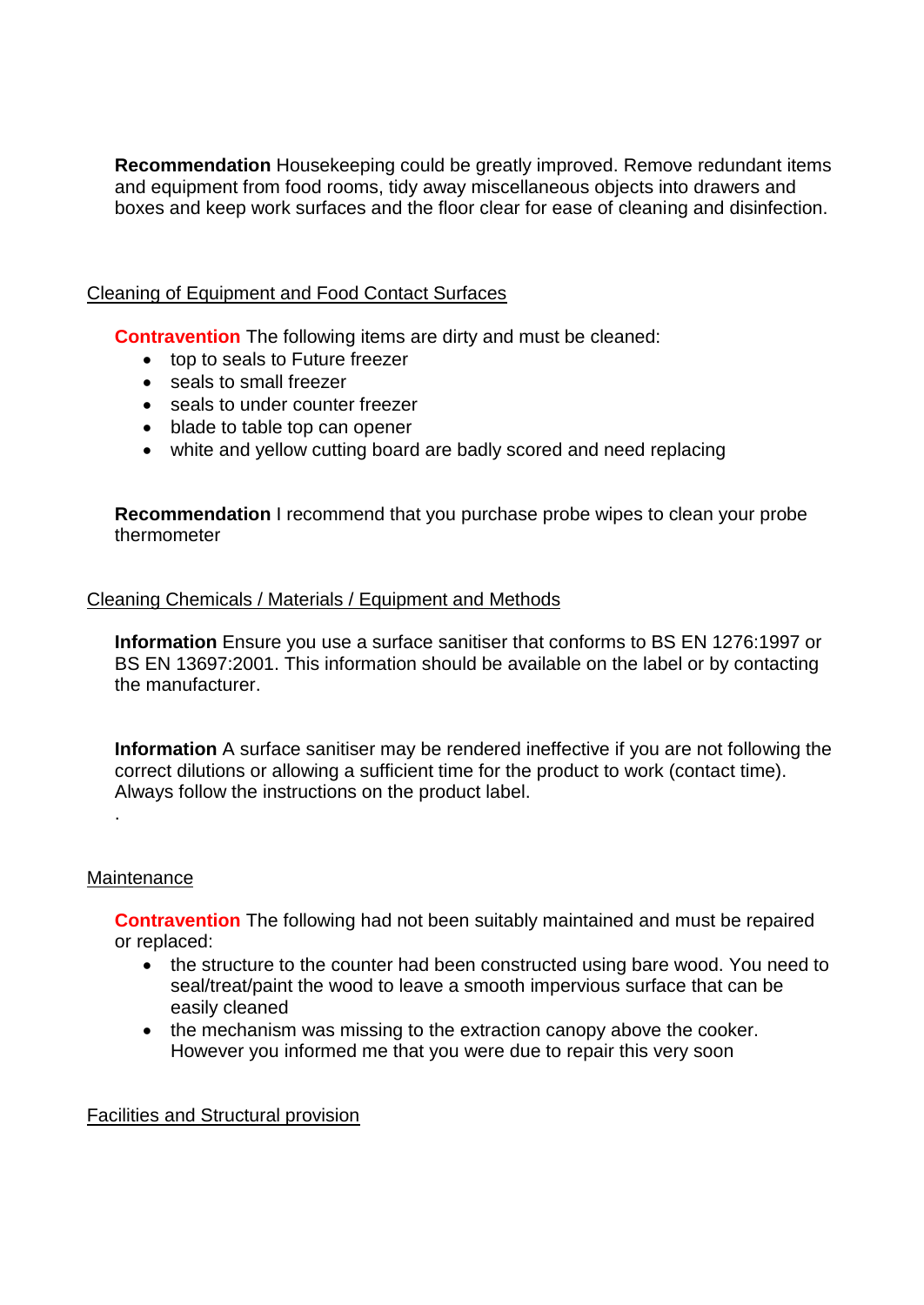**Recommendation** Housekeeping could be greatly improved. Remove redundant items and equipment from food rooms, tidy away miscellaneous objects into drawers and boxes and keep work surfaces and the floor clear for ease of cleaning and disinfection.

Cleaning of Equipment and Food Contact Surfaces

**Contravention** The following items are dirty and must be cleaned:

- top to seals to Future freezer
- seals to small freezer
- seals to under counter freezer
- blade to table top can opener
- white and yellow cutting board are badly scored and need replacing

**Recommendation** I recommend that you purchase probe wipes to clean your probe thermometer

Cleaning Chemicals / Materials / Equipment and Methods

**Information** Ensure you use a surface sanitiser that conforms to BS EN 1276:1997 or BS EN 13697:2001. This information should be available on the label or by contacting the manufacturer.

**Information** A surface sanitiser may be rendered ineffective if you are not following the correct dilutions or allowing a sufficient time for the product to work (contact time). Always follow the instructions on the product label.

.

Maintenance

**Contravention** The following had not been suitably maintained and must be repaired or replaced:

- the structure to the counter had been constructed using bare wood. You need to seal/treat/paint the wood to leave a smooth impervious surface that can be easily cleaned
- the mechanism was missing to the extraction canopy above the cooker. However you informed me that you were due to repair this very soon

Facilities and Structural provision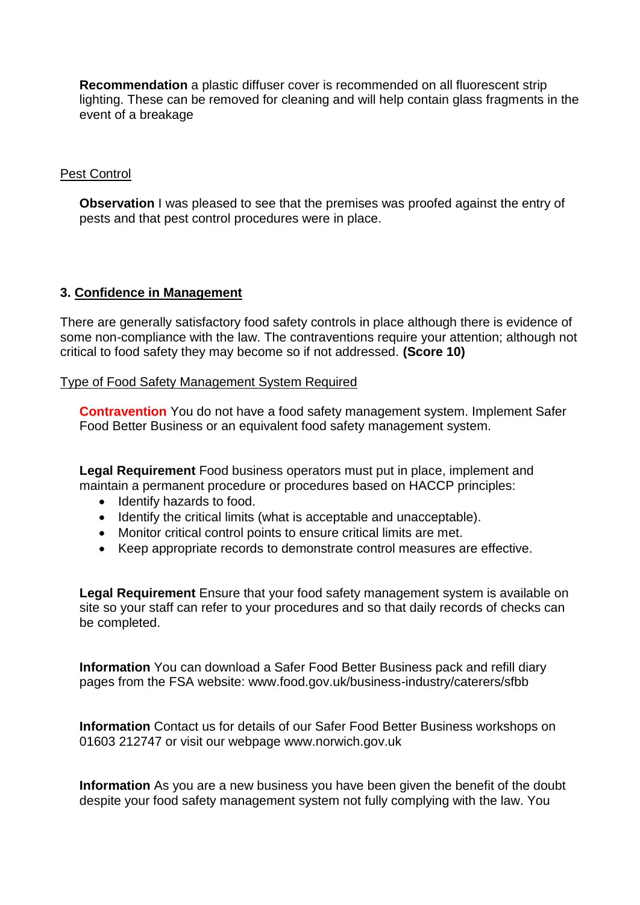**Recommendation** a plastic diffuser cover is recommended on all fluorescent strip lighting. These can be removed for cleaning and will help contain glass fragments in the event of a breakage

Pest Control

**Observation** I was pleased to see that the premises was proofed against the entry of pests and that pest control procedures were in place.

## 3. Confidence in Management

There are generally satisfactory food safety controls in place although there is evidence of some non-compliance with the law. The contraventions require your attention; although not critical to food safety they may become so if not addressed. **(Score 10)**

Type of Food Safety Management System Required

**Contravention** You do not have a food safety management system. Implement Safer Food Better Business or an equivalent food safety management system.

**Legal Requirement** Food business operators must put in place, implement and maintain a permanent procedure or procedures based on HACCP principles:

- Identify hazards to food.
- Identify the critical limits (what is acceptable and unacceptable).
- Monitor critical control points to ensure critical limits are met.
- Keep appropriate records to demonstrate control measures are effective.

**Legal Requirement** Ensure that your food safety management system is available on site so your staff can refer to your procedures and so that daily records of checks can be completed.

**Information** You can download a Safer Food Better Business pack and refill diary pages from the FSA website: www.food.gov.uk/business-industry/caterers/sfbb

**Information** Contact us for details of our Safer Food Better Business workshops on 01603 212747 or visit our webpage www.norwich.gov.uk

**Information** As you are a new business you have been given the benefit of the doubt despite your food safety management system not fully complying with the law. You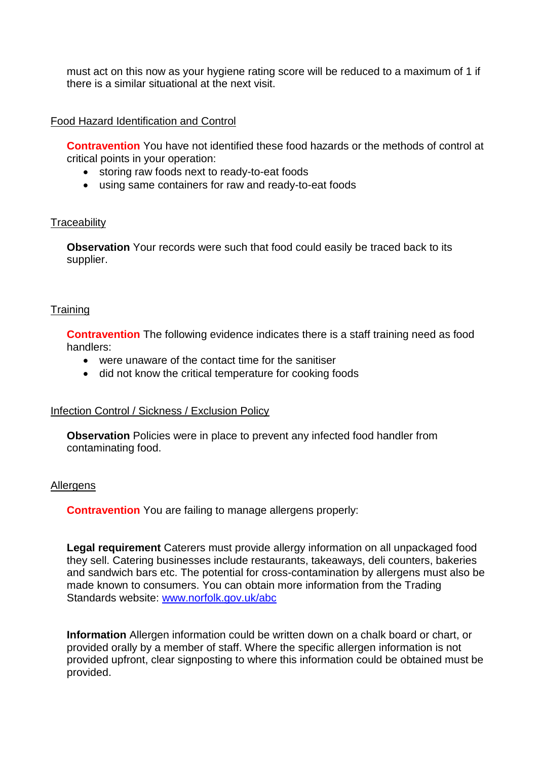must act on this now as your hygiene rating score will be reduced to a maximum of 1 if there is a similar situational at the next visit.

## Food Hazard Identification and Control

**Contravention** You have not identified these food hazards or the methods of control at critical points in your operation:

- storing raw foods next to ready-to-eat foods
- using same containers for raw and ready-to-eat foods

## Traceability

**Observation** Your records were such that food could easily be traced back to its supplier.

## Training

**Contravention** The following evidence indicates there is a staff training need as food handlers:

- were unaware of the contact time for the sanitiser
- did not know the critical temperature for cooking foods

## Infection Control / Sickness / Exclusion Policy

**Observation** Policies were in place to prevent any infected food handler from contaminating food.

## Allergens

**Contravention** You are failing to manage allergens properly:

**Legal requirement** Caterers must provide allergy information on all unpackaged food they sell. Catering businesses include restaurants, takeaways, deli counters, bakeries and sandwich bars etc. The potential for cross-contamination by allergens must also be made known to consumers. You can obtain more information from the Trading Standards website: [www.norfolk.gov.uk/abc](http://www.norfolk.gov.uk/abc)

**Information** Allergen information could be written down on a chalk board or chart, or provided orally by a member of staff. Where the specific allergen information is not provided upfront, clear signposting to where this information could be obtained must be provided.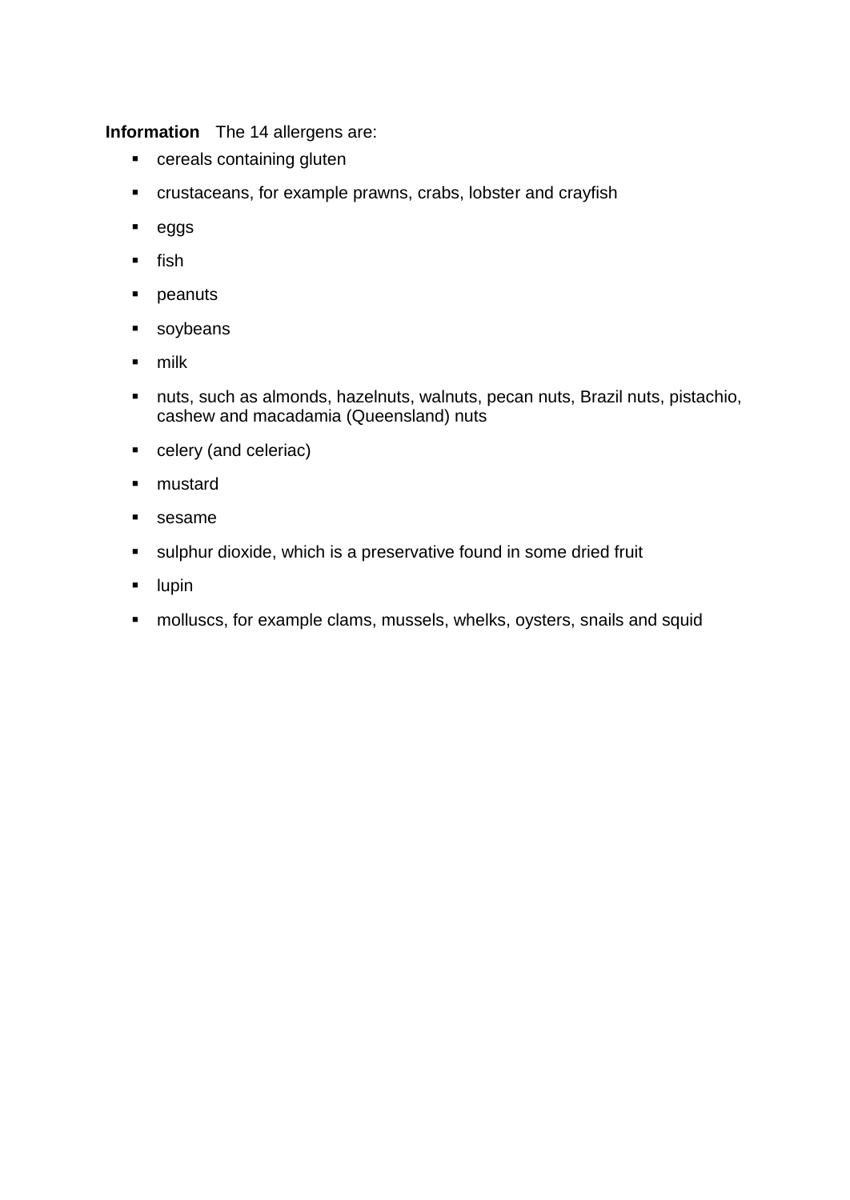**Information** The 14 allergens are:

- cereals containing gluten
- crustaceans, for example prawns, crabs, lobster and crayfish
- eggs
- fish
- peanuts
- soybeans
- milk
- nuts, such as almonds, hazelnuts, walnuts, pecan nuts, Brazil nuts, pistachio, cashew and macadamia (Queensland) nuts
- celery (and celeriac)
- mustard
- sesame
- sulphur dioxide, which is a preservative found in some dried fruit
- lupin
- molluscs, for example clams, mussels, whelks, oysters, snails and squid